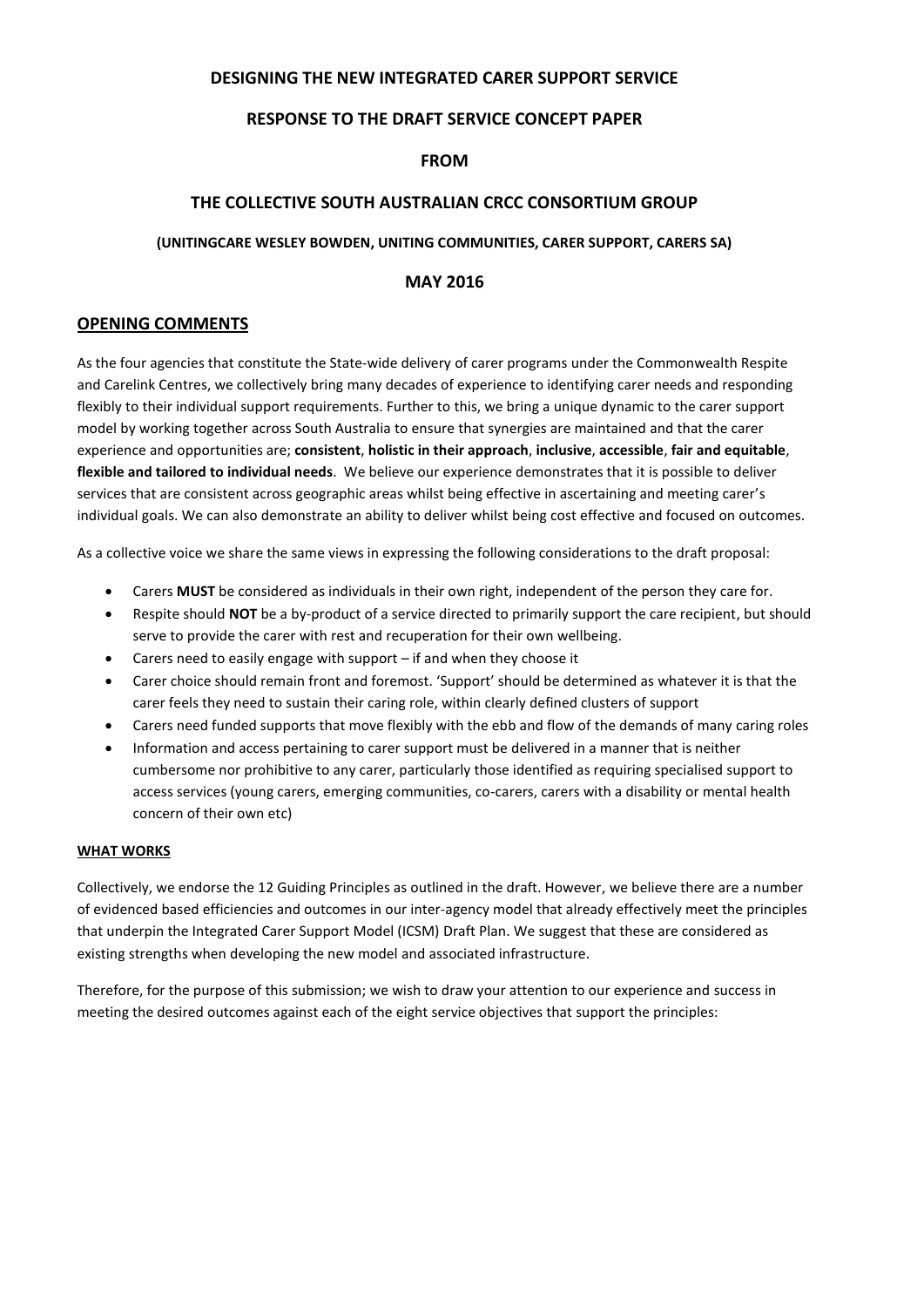# DESIGNING THE NEW INTEGRATED CARER SUPPORT SERVICE

## RESPONSE TO THE DRAFT SERVICE CONCEPT PAPER

## FROM

## THE COLLECTIVE SOUTH AUSTRALIAN CRCC CONSORTIUM GROUP

**(UNITINGCARE WESLEY BOWDEN, UNITING COMMUNITIES, CARER SUPPORT, CARERS SA)**

**MAY 2016**

## OPENING COMMENTS

As the four agencies that constitute the State-wide delivery of carer programs under the Commonwealth Respite and Carelink Centres, we collectively bring many decades of experience to identifying carer needs and responding flexibly to their individual support requirements. Further to this, we bring a unique dynamic to the carer support model by working together across South Australia to ensure that synergies are maintained and that the carer experience and opportunities are; **consistent**, **holistic in their approach**, **inclusive**, **accessible**, **fair and equitable**, **flexible and tailored to individual needs**. We believe our experience demonstrates that it is possible to deliver services that are consistent across geographic areas whilst being effective in ascertaining and meeting carer's individual goals. We can also demonstrate an ability to deliver whilst being cost effective and focused on outcomes.

As a collective voice we share the same views in expressing the following considerations to the draft proposal:

- Carers **MUST** be considered as individuals in their own right, independent of the person they care for.
- Respite should **NOT** be a by-product of a service directed to primarily support the care recipient, but should serve to provide the carer with rest and recuperation for their own wellbeing.
- Carers need to easily engage with support – if and when they choose it
- Carer choice should remain front and foremost. 'Support' should be determined as whatever it is that the carer feels they need to sustain their caring role, within clearly defined clusters of support
- Carers need funded supports that move flexibly with the ebb and flow of the demands of many caring roles
- Information and access pertaining to carer support must be delivered in a manner that is neither cumbersome nor prohibitive to any carer, particularly those identified as requiring specialised support to access services (young carers, emerging communities, co-carers, carers with a disability or mental health concern of their own etc)

**WHAT WORKS**

Collectively, we endorse the 12 Guiding Principles as outlined in the draft. However, we believe there are a number of evidenced based efficiencies and outcomes in our inter-agency model that already effectively meet the principles that underpin the Integrated Carer Support Model (ICSM) Draft Plan. We suggest that these are considered as existing strengths when developing the new model and associated infrastructure.

Therefore, for the purpose of this submission; we wish to draw your attention to our experience and success in meeting the desired outcomes against each of the eight service objectives that support the principles: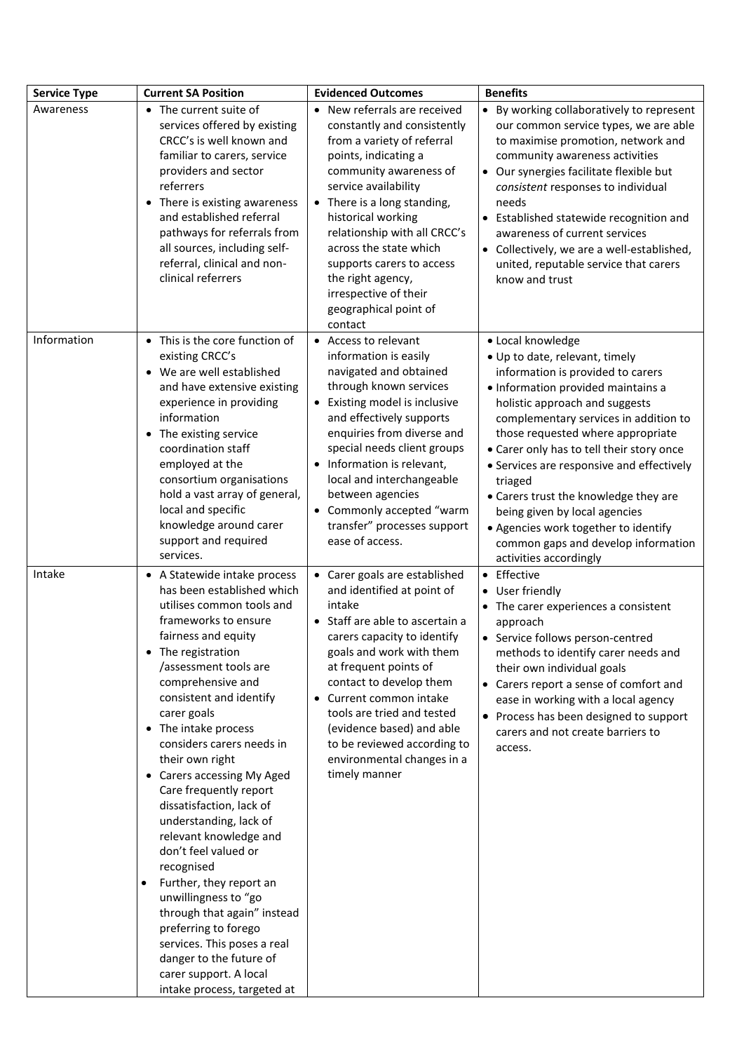| Service Type | Current SA Position | Evidenced Outcomes | Benefits |
|---|---|---|---|
| Awareness | • The current suite of services offered by existing CRCC's is well known and familiar to carers, service providers and sector referrers<br>• There is existing awareness and established referral pathways for referrals from all sources, including self-referral, clinical and non-clinical referrers | • New referrals are received constantly and consistently from a variety of referral points, indicating a community awareness of service availability<br>• There is a long standing, historical working relationship with all CRCC's across the state which supports carers to access the right agency, irrespective of their geographical point of contact | • By working collaboratively to represent our common service types, we are able to maximise promotion, network and community awareness activities<br>• Our synergies facilitate flexible but *consistent* responses to individual needs<br>• Established statewide recognition and awareness of current services<br>• Collectively, we are a well-established, united, reputable service that carers know and trust |
| Information | • This is the core function of existing CRCC's<br>• We are well established and have extensive existing experience in providing information<br>• The existing service coordination staff employed at the consortium organisations hold a vast array of general, local and specific knowledge around carer support and required services. | • Access to relevant information is easily navigated and obtained through known services<br>• Existing model is inclusive and effectively supports enquiries from diverse and special needs client groups<br>• Information is relevant, local and interchangeable between agencies<br>• Commonly accepted "warm transfer" processes support ease of access. | • Local knowledge<br>• Up to date, relevant, timely information is provided to carers<br>• Information provided maintains a holistic approach and suggests complementary services in addition to those requested where appropriate<br>• Carer only has to tell their story once<br>• Services are responsive and effectively triaged<br>• Carers trust the knowledge they are being given by local agencies<br>• Agencies work together to identify common gaps and develop information activities accordingly |
| Intake | • A Statewide intake process has been established which utilises common tools and frameworks to ensure fairness and equity<br>• The registration /assessment tools are comprehensive and consistent and identify carer goals<br>• The intake process considers carers needs in their own right<br>• Carers accessing My Aged Care frequently report dissatisfaction, lack of understanding, lack of relevant knowledge and don't feel valued or recognised<br>• Further, they report an unwillingness to "go through that again" instead preferring to forego services. This poses a real danger to the future of carer support. A local intake process, targeted at | • Carer goals are established and identified at point of intake<br>• Staff are able to ascertain a carers capacity to identify goals and work with them at frequent points of contact to develop them<br>• Current common intake tools are tried and tested (evidence based) and able to be reviewed according to environmental changes in a timely manner | • Effective<br>• User friendly<br>• The carer experiences a consistent approach<br>• Service follows person-centred methods to identify carer needs and their own individual goals<br>• Carers report a sense of comfort and ease in working with a local agency<br>• Process has been designed to support carers and not create barriers to access. |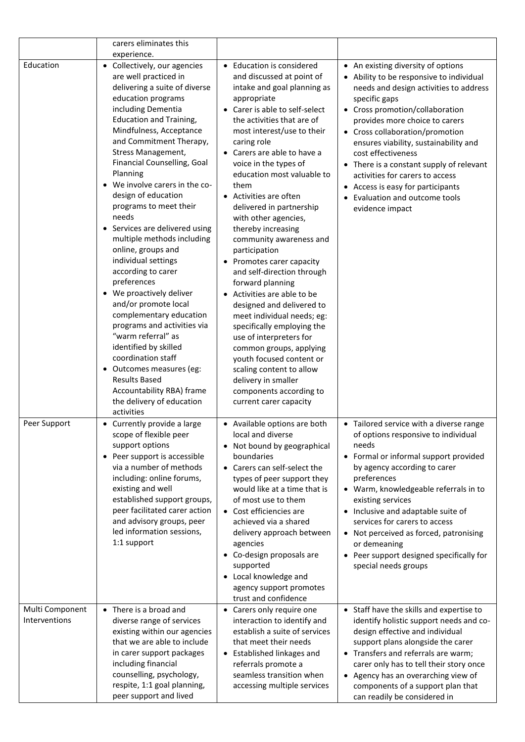| | | | |
|---|---|---|---|
| | carers eliminates this experience. | | |
| Education | • Collectively, our agencies are well practiced in delivering a suite of diverse education programs including Dementia Education and Training, Mindfulness, Acceptance and Commitment Therapy, Stress Management, Financial Counselling, Goal Planning<br>• We involve carers in the co-design of education programs to meet their needs<br>• Services are delivered using multiple methods including online, groups and individual settings according to carer preferences<br>• We proactively deliver and/or promote local complementary education programs and activities via "warm referral" as identified by skilled coordination staff<br>• Outcomes measures (eg: Results Based Accountability RBA) frame the delivery of education activities | • Education is considered and discussed at point of intake and goal planning as appropriate<br>• Carer is able to self-select the activities that are of most interest/use to their caring role<br>• Carers are able to have a voice in the types of education most valuable to them<br>• Activities are often delivered in partnership with other agencies, thereby increasing community awareness and participation<br>• Promotes carer capacity and self-direction through forward planning<br>• Activities are able to be designed and delivered to meet individual needs; eg: specifically employing the use of interpreters for common groups, applying youth focused content or scaling content to allow delivery in smaller components according to current carer capacity | • An existing diversity of options<br>• Ability to be responsive to individual needs and design activities to address specific gaps<br>• Cross promotion/collaboration provides more choice to carers<br>• Cross collaboration/promotion ensures viability, sustainability and cost effectiveness<br>• There is a constant supply of relevant activities for carers to access<br>• Access is easy for participants<br>• Evaluation and outcome tools evidence impact |
| Peer Support | • Currently provide a large scope of flexible peer support options<br>• Peer support is accessible via a number of methods including: online forums, existing and well established support groups, peer facilitated carer action and advisory groups, peer led information sessions, 1:1 support | • Available options are both local and diverse<br>• Not bound by geographical boundaries<br>• Carers can self-select the types of peer support they would like at a time that is of most use to them<br>• Cost efficiencies are achieved via a shared delivery approach between agencies<br>• Co-design proposals are supported<br>• Local knowledge and agency support promotes trust and confidence | • Tailored service with a diverse range of options responsive to individual needs<br>• Formal or informal support provided by agency according to carer preferences<br>• Warm, knowledgeable referrals in to existing services<br>• Inclusive and adaptable suite of services for carers to access<br>• Not perceived as forced, patronising or demeaning<br>• Peer support designed specifically for special needs groups |
| Multi Component Interventions | • There is a broad and diverse range of services existing within our agencies that we are able to include in carer support packages including financial counselling, psychology, respite, 1:1 goal planning, peer support and lived | • Carers only require one interaction to identify and establish a suite of services that meet their needs<br>• Established linkages and referrals promote a seamless transition when accessing multiple services | • Staff have the skills and expertise to identify holistic support needs and co-design effective and individual support plans alongside the carer<br>• Transfers and referrals are warm; carer only has to tell their story once<br>• Agency has an overarching view of components of a support plan that can readily be considered in |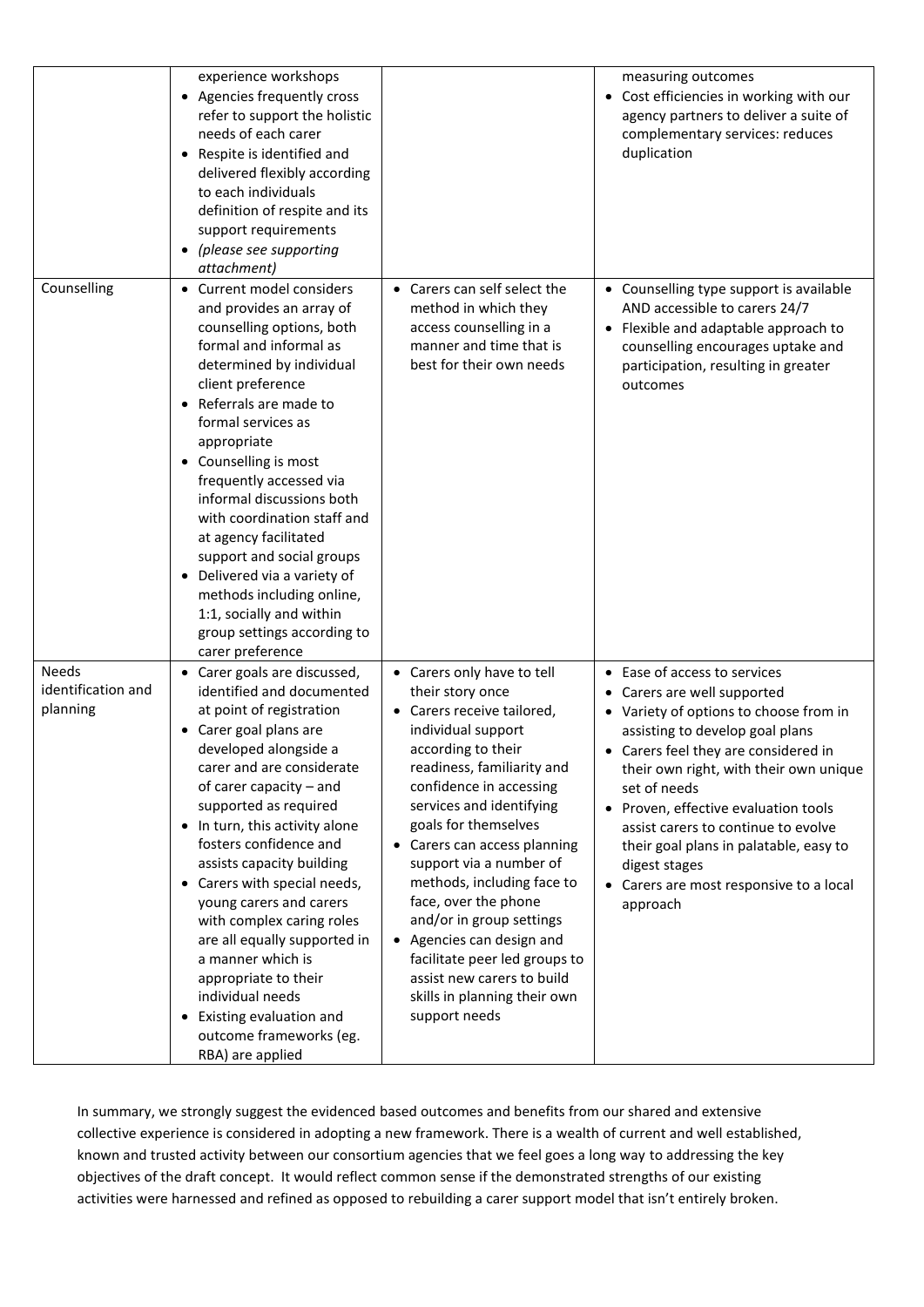| | | | |
|---|---|---|---|
| | experience workshops<br>• Agencies frequently cross refer to support the holistic needs of each carer<br>• Respite is identified and delivered flexibly according to each individuals definition of respite and its support requirements<br>• *(please see supporting attachment)* | | measuring outcomes<br>• Cost efficiencies in working with our agency partners to deliver a suite of complementary services: reduces duplication |
| Counselling | • Current model considers and provides an array of counselling options, both formal and informal as determined by individual client preference<br>• Referrals are made to formal services as appropriate<br>• Counselling is most frequently accessed via informal discussions both with coordination staff and at agency facilitated support and social groups<br>• Delivered via a variety of methods including online, 1:1, socially and within group settings according to carer preference | • Carers can self select the method in which they access counselling in a manner and time that is best for their own needs | • Counselling type support is available AND accessible to carers 24/7<br>• Flexible and adaptable approach to counselling encourages uptake and participation, resulting in greater outcomes |
| Needs identification and planning | • Carer goals are discussed, identified and documented at point of registration<br>• Carer goal plans are developed alongside a carer and are considerate of carer capacity – and supported as required<br>• In turn, this activity alone fosters confidence and assists capacity building<br>• Carers with special needs, young carers and carers with complex caring roles are all equally supported in a manner which is appropriate to their individual needs<br>• Existing evaluation and outcome frameworks (eg. RBA) are applied | • Carers only have to tell their story once<br>• Carers receive tailored, individual support according to their readiness, familiarity and confidence in accessing services and identifying goals for themselves<br>• Carers can access planning support via a number of methods, including face to face, over the phone and/or in group settings<br>• Agencies can design and facilitate peer led groups to assist new carers to build skills in planning their own support needs | • Ease of access to services<br>• Carers are well supported<br>• Variety of options to choose from in assisting to develop goal plans<br>• Carers feel they are considered in their own right, with their own unique set of needs<br>• Proven, effective evaluation tools assist carers to continue to evolve their goal plans in palatable, easy to digest stages<br>• Carers are most responsive to a local approach |

In summary, we strongly suggest the evidenced based outcomes and benefits from our shared and extensive collective experience is considered in adopting a new framework. There is a wealth of current and well established, known and trusted activity between our consortium agencies that we feel goes a long way to addressing the key objectives of the draft concept. It would reflect common sense if the demonstrated strengths of our existing activities were harnessed and refined as opposed to rebuilding a carer support model that isn't entirely broken.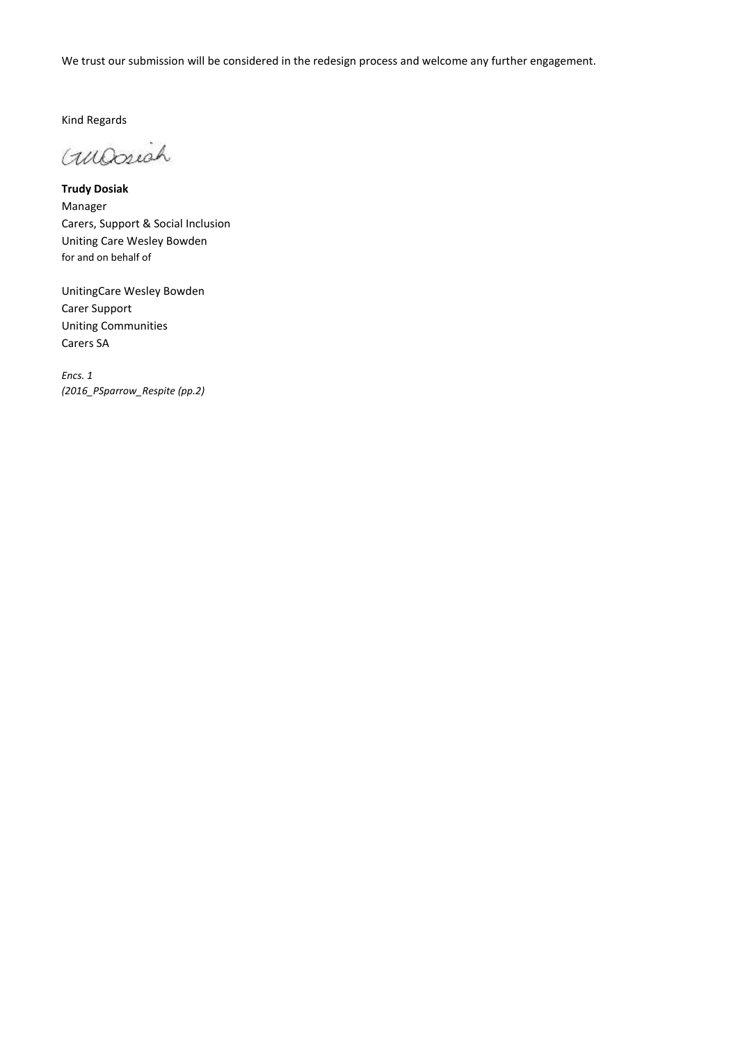We trust our submission will be considered in the redesign process and welcome any further engagement.

Kind Regards

**Trudy Dosiak**
Manager
Carers, Support & Social Inclusion
Uniting Care Wesley Bowden
for and on behalf of

UnitingCare Wesley Bowden
Carer Support
Uniting Communities
Carers SA

*Encs. 1*
*(2016_PSparrow_Respite (pp.2)*